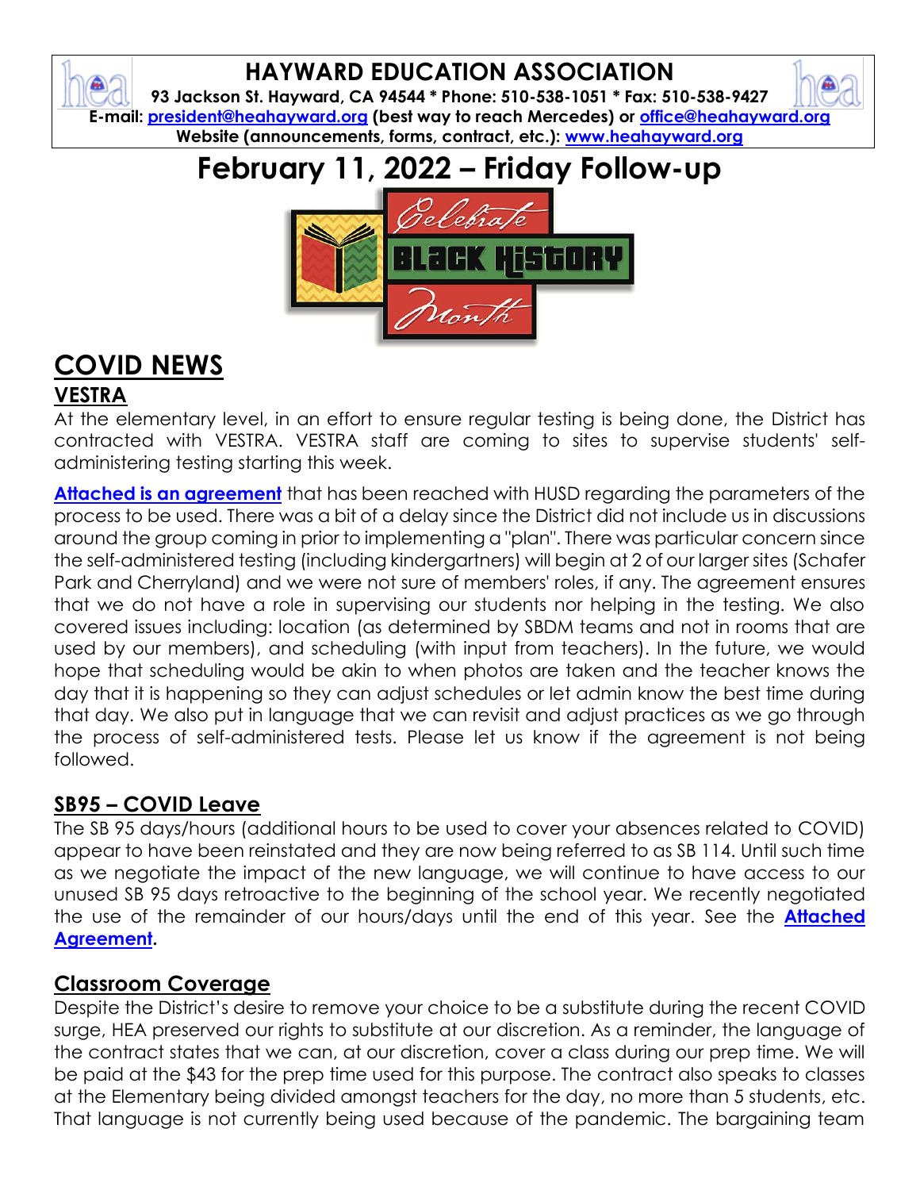# HAYWARD EDUCATION ASSOCIATION

**93 Jackson St. Hayward, CA 94544 * Phone: 510-538-1051 * Fax: 510-538-9427**
**E-mail: president@heahayward.org (best way to reach Mercedes) or office@heahayward.org**
**Website (announcements, forms, contract, etc.): www.heahayward.org**

# February 11, 2022 – Friday Follow-up

## COVID NEWS

### VESTRA

At the elementary level, in an effort to ensure regular testing is being done, the District has contracted with VESTRA. VESTRA staff are coming to sites to supervise students' self-administering testing starting this week.

**Attached is an agreement** that has been reached with HUSD regarding the parameters of the process to be used. There was a bit of a delay since the District did not include us in discussions around the group coming in prior to implementing a "plan". There was particular concern since the self-administered testing (including kindergartners) will begin at 2 of our larger sites (Schafer Park and Cherryland) and we were not sure of members' roles, if any. The agreement ensures that we do not have a role in supervising our students nor helping in the testing. We also covered issues including: location (as determined by SBDM teams and not in rooms that are used by our members), and scheduling (with input from teachers). In the future, we would hope that scheduling would be akin to when photos are taken and the teacher knows the day that it is happening so they can adjust schedules or let admin know the best time during that day. We also put in language that we can revisit and adjust practices as we go through the process of self-administered tests. Please let us know if the agreement is not being followed.

### SB95 – COVID Leave

The SB 95 days/hours (additional hours to be used to cover your absences related to COVID) appear to have been reinstated and they are now being referred to as SB 114. Until such time as we negotiate the impact of the new language, we will continue to have access to our unused SB 95 days retroactive to the beginning of the school year. We recently negotiated the use of the remainder of our hours/days until the end of this year. See the **Attached Agreement**.

### Classroom Coverage

Despite the District's desire to remove your choice to be a substitute during the recent COVID surge, HEA preserved our rights to substitute at our discretion. As a reminder, the language of the contract states that we can, at our discretion, cover a class during our prep time. We will be paid at the $43 for the prep time used for this purpose. The contract also speaks to classes at the Elementary being divided amongst teachers for the day, no more than 5 students, etc. That language is not currently being used because of the pandemic. The bargaining team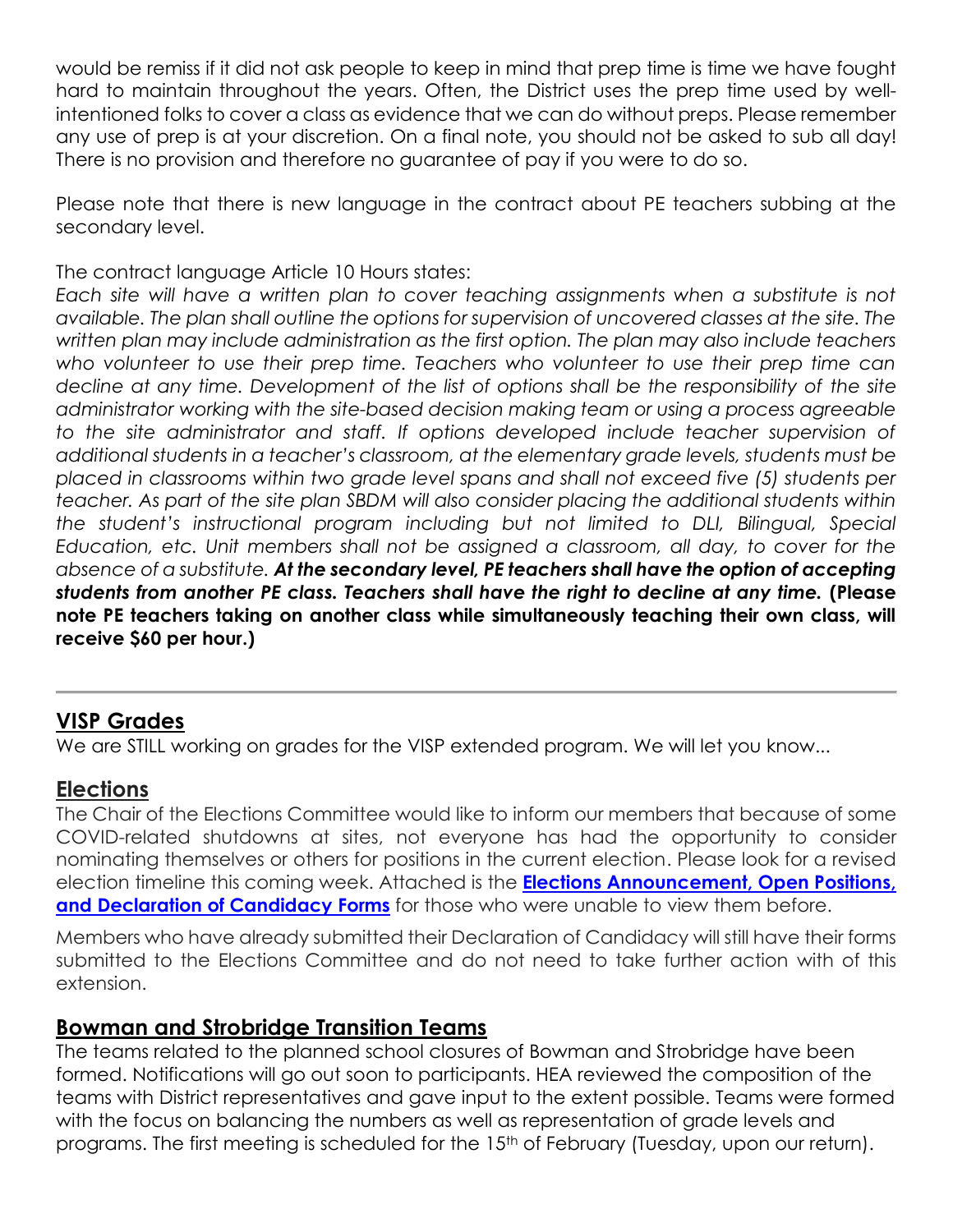would be remiss if it did not ask people to keep in mind that prep time is time we have fought hard to maintain throughout the years. Often, the District uses the prep time used by well-intentioned folks to cover a class as evidence that we can do without preps. Please remember any use of prep is at your discretion. On a final note, you should not be asked to sub all day! There is no provision and therefore no guarantee of pay if you were to do so.

Please note that there is new language in the contract about PE teachers subbing at the secondary level.

The contract language Article 10 Hours states:
*Each site will have a written plan to cover teaching assignments when a substitute is not available. The plan shall outline the options for supervision of uncovered classes at the site. The written plan may include administration as the first option. The plan may also include teachers who volunteer to use their prep time. Teachers who volunteer to use their prep time can decline at any time. Development of the list of options shall be the responsibility of the site administrator working with the site-based decision making team or using a process agreeable to the site administrator and staff. If options developed include teacher supervision of additional students in a teacher's classroom, at the elementary grade levels, students must be placed in classrooms within two grade level spans and shall not exceed five (5) students per teacher. As part of the site plan SBDM will also consider placing the additional students within the student's instructional program including but not limited to DLI, Bilingual, Special Education, etc. Unit members shall not be assigned a classroom, all day, to cover for the absence of a substitute.* ***At the secondary level, PE teachers shall have the option of accepting students from another PE class. Teachers shall have the right to decline at any time.*** **(Please note PE teachers taking on another class while simultaneously teaching their own class, will receive $60 per hour.)**

---

## VISP Grades

We are STILL working on grades for the VISP extended program. We will let you know...

## Elections

The Chair of the Elections Committee would like to inform our members that because of some COVID-related shutdowns at sites, not everyone has had the opportunity to consider nominating themselves or others for positions in the current election. Please look for a revised election timeline this coming week. Attached is the **Elections Announcement, Open Positions, and Declaration of Candidacy Forms** for those who were unable to view them before.

Members who have already submitted their Declaration of Candidacy will still have their forms submitted to the Elections Committee and do not need to take further action with of this extension.

## Bowman and Strobridge Transition Teams

The teams related to the planned school closures of Bowman and Strobridge have been formed. Notifications will go out soon to participants. HEA reviewed the composition of the teams with District representatives and gave input to the extent possible. Teams were formed with the focus on balancing the numbers as well as representation of grade levels and programs. The first meeting is scheduled for the 15th of February (Tuesday, upon our return).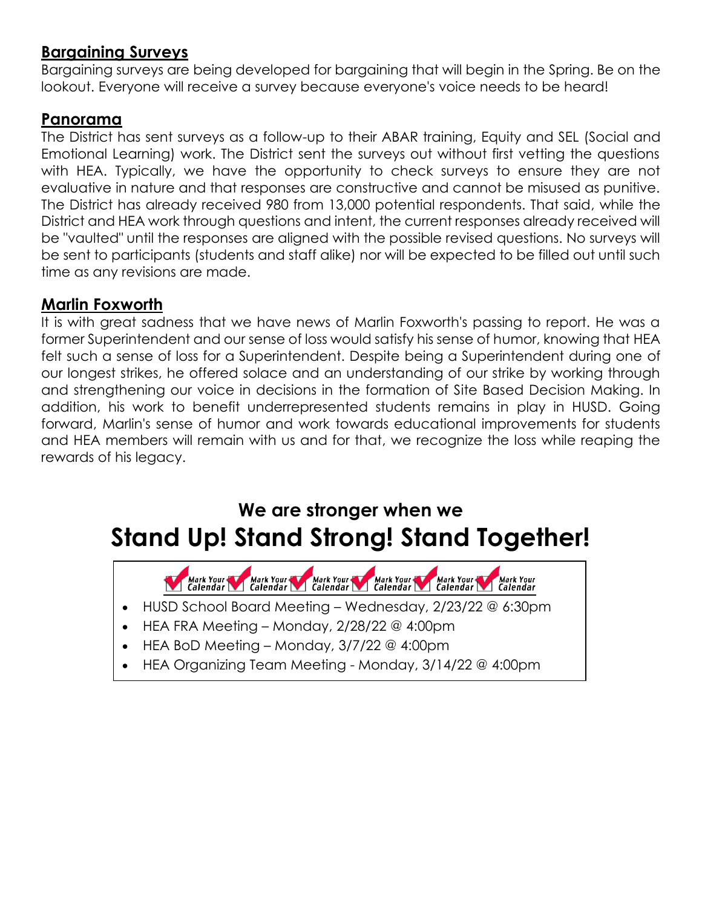## Bargaining Surveys

Bargaining surveys are being developed for bargaining that will begin in the Spring. Be on the lookout. Everyone will receive a survey because everyone's voice needs to be heard!

## Panorama

The District has sent surveys as a follow-up to their ABAR training, Equity and SEL (Social and Emotional Learning) work. The District sent the surveys out without first vetting the questions with HEA. Typically, we have the opportunity to check surveys to ensure they are not evaluative in nature and that responses are constructive and cannot be misused as punitive. The District has already received 980 from 13,000 potential respondents. That said, while the District and HEA work through questions and intent, the current responses already received will be "vaulted" until the responses are aligned with the possible revised questions. No surveys will be sent to participants (students and staff alike) nor will be expected to be filled out until such time as any revisions are made.

## Marlin Foxworth

It is with great sadness that we have news of Marlin Foxworth's passing to report. He was a former Superintendent and our sense of loss would satisfy his sense of humor, knowing that HEA felt such a sense of loss for a Superintendent. Despite being a Superintendent during one of our longest strikes, he offered solace and an understanding of our strike by working through and strengthening our voice in decisions in the formation of Site Based Decision Making. In addition, his work to benefit underrepresented students remains in play in HUSD. Going forward, Marlin's sense of humor and work towards educational improvements for students and HEA members will remain with us and for that, we recognize the loss while reaping the rewards of his legacy.

**We are stronger when we**

# Stand Up! Stand Strong! Stand Together!

Mark Your Calendar

- HUSD School Board Meeting – Wednesday, 2/23/22 @ 6:30pm
- HEA FRA Meeting – Monday, 2/28/22 @ 4:00pm
- HEA BoD Meeting – Monday, 3/7/22 @ 4:00pm
- HEA Organizing Team Meeting - Monday, 3/14/22 @ 4:00pm